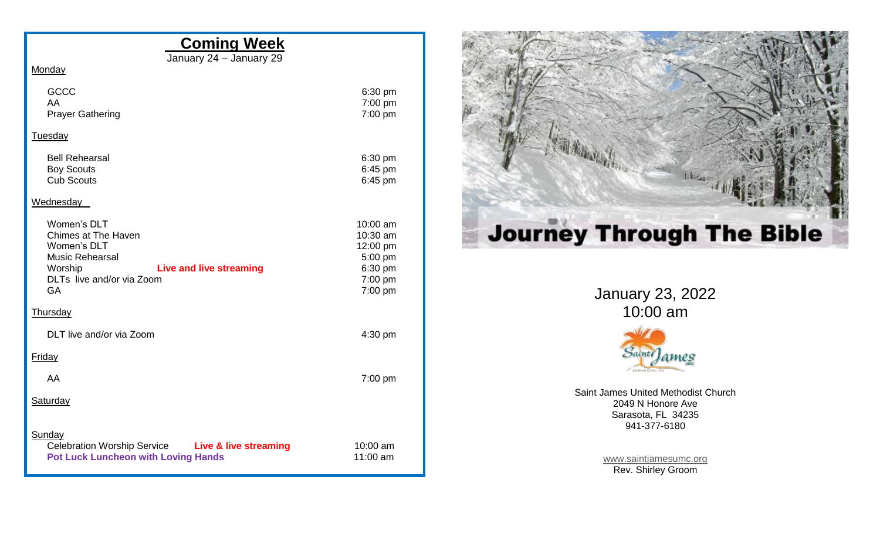## Coming Week

January 24 – January 29

**Monday**

| | | |
|---|---|---|
| GCCC | | 6:30 pm |
| AA | | 7:00 pm |
| Prayer Gathering | | 7:00 pm |

**Tuesday**

| | | |
|---|---|---|
| Bell Rehearsal | | 6:30 pm |
| Boy Scouts | | 6:45 pm |
| Cub Scouts | | 6:45 pm |

**Wednesday**

| | | |
|---|---|---|
| Women's DLT | | 10:00 am |
| Chimes at The Haven | | 10:30 am |
| Women's DLT | | 12:00 pm |
| Music Rehearsal | | 5:00 pm |
| Worship | **Live and live streaming** | 6:30 pm |
| DLTs live and/or via Zoom | | 7:00 pm |
| GA | | 7:00 pm |

**Thursday**

| | | |
|---|---|---|
| DLT live and/or via Zoom | | 4:30 pm |

**Friday**

| | | |
|---|---|---|
| AA | | 7:00 pm |

**Saturday**

**Sunday**

| | | |
|---|---|---|
| Celebration Worship Service | **Live & live streaming** | 10:00 am |
| **Pot Luck Luncheon with Loving Hands** | | 11:00 am |

# Journey Through The Bible

January 23, 2022
10:00 am

Saint James United Methodist Church
2049 N Honore Ave
Sarasota, FL 34235
941-377-6180

www.saintjamesumc.org
Rev. Shirley Groom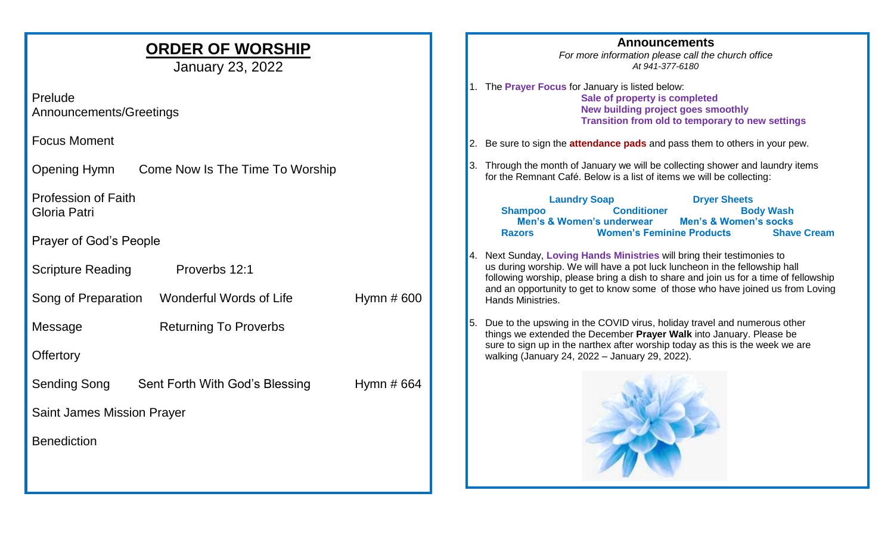# ORDER OF WORSHIP

January 23, 2022

Prelude
Announcements/Greetings

Focus Moment

Opening Hymn — Come Now Is The Time To Worship

Profession of Faith
Gloria Patri

Prayer of God's People

Scripture Reading — Proverbs 12:1

Song of Preparation — Wonderful Words of Life — Hymn # 600

Message — Returning To Proverbs

Offertory

Sending Song — Sent Forth With God's Blessing — Hymn # 664

Saint James Mission Prayer

Benediction

## Announcements

*For more information please call the church office*
*At 941-377-6180*

1. The **Prayer Focus** for January is listed below:
   **Sale of property is completed**
   **New building project goes smoothly**
   **Transition from old to temporary to new settings**

2. Be sure to sign the **attendance pads** and pass them to others in your pew.

3. Through the month of January we will be collecting shower and laundry items for the Remnant Café. Below is a list of items we will be collecting:

   **Laundry Soap** — **Dryer Sheets**
   **Shampoo** — **Conditioner** — **Body Wash**
   **Men's & Women's underwear** — **Men's & Women's socks**
   **Razors** — **Women's Feminine Products** — **Shave Cream**

4. Next Sunday, **Loving Hands Ministries** will bring their testimonies to us during worship. We will have a pot luck luncheon in the fellowship hall following worship, please bring a dish to share and join us for a time of fellowship and an opportunity to get to know some of those who have joined us from Loving Hands Ministries.

5. Due to the upswing in the COVID virus, holiday travel and numerous other things we extended the December **Prayer Walk** into January. Please be sure to sign up in the narthex after worship today as this is the week we are walking (January 24, 2022 – January 29, 2022).